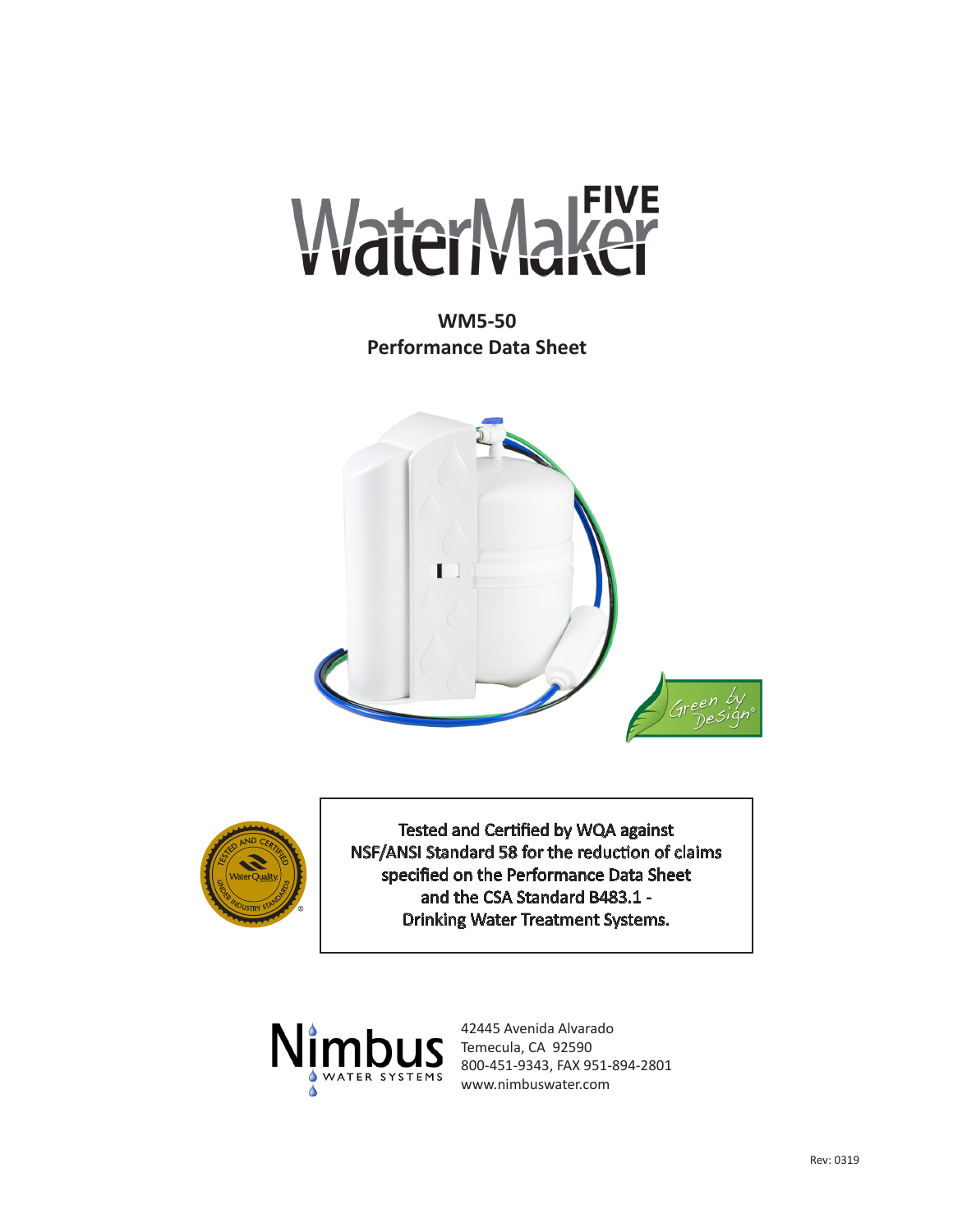# WaterMaker FIVE

**WM5-50**
**Performance Data Sheet**

Green by Design®

Tested and Certified by WQA against NSF/ANSI Standard 58 for the reduction of claims specified on the Performance Data Sheet and the CSA Standard B483.1 - Drinking Water Treatment Systems.

Nimbus WATER SYSTEMS

42445 Avenida Alvarado
Temecula, CA 92590
800-451-9343, FAX 951-894-2801
www.nimbuswater.com

Rev: 0319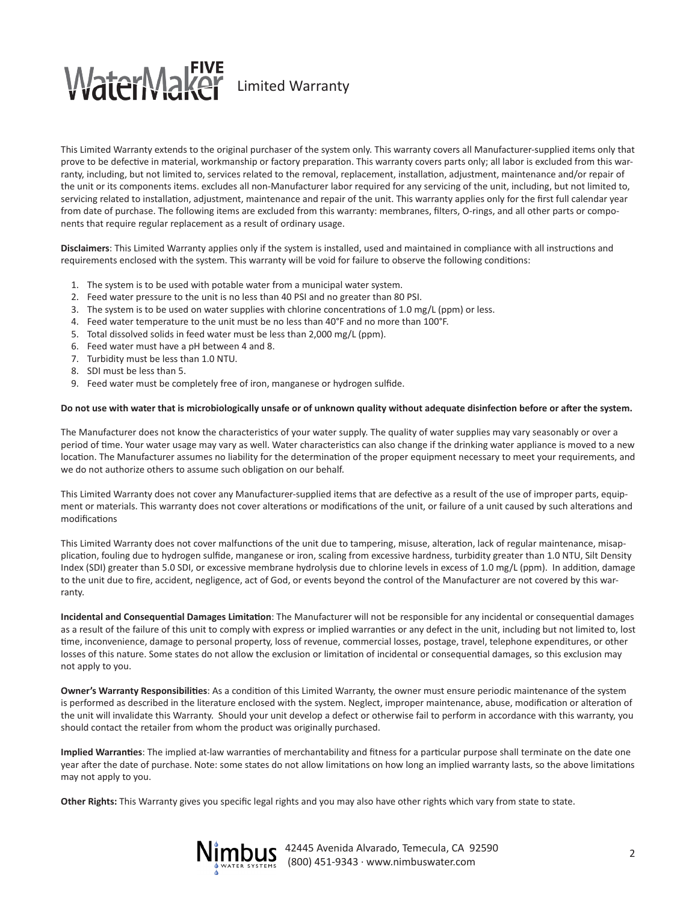# WaterMaker FIVE Limited Warranty

This Limited Warranty extends to the original purchaser of the system only. This warranty covers all Manufacturer-supplied items only that prove to be defective in material, workmanship or factory preparation. This warranty covers parts only; all labor is excluded from this warranty, including, but not limited to, services related to the removal, replacement, installation, adjustment, maintenance and/or repair of the unit or its components items. excludes all non-Manufacturer labor required for any servicing of the unit, including, but not limited to, servicing related to installation, adjustment, maintenance and repair of the unit. This warranty applies only for the first full calendar year from date of purchase. The following items are excluded from this warranty: membranes, filters, O-rings, and all other parts or components that require regular replacement as a result of ordinary usage.

**Disclaimers**: This Limited Warranty applies only if the system is installed, used and maintained in compliance with all instructions and requirements enclosed with the system. This warranty will be void for failure to observe the following conditions:

1. The system is to be used with potable water from a municipal water system.
2. Feed water pressure to the unit is no less than 40 PSI and no greater than 80 PSI.
3. The system is to be used on water supplies with chlorine concentrations of 1.0 mg/L (ppm) or less.
4. Feed water temperature to the unit must be no less than 40°F and no more than 100°F.
5. Total dissolved solids in feed water must be less than 2,000 mg/L (ppm).
6. Feed water must have a pH between 4 and 8.
7. Turbidity must be less than 1.0 NTU.
8. SDI must be less than 5.
9. Feed water must be completely free of iron, manganese or hydrogen sulfide.

**Do not use with water that is microbiologically unsafe or of unknown quality without adequate disinfection before or after the system.**

The Manufacturer does not know the characteristics of your water supply. The quality of water supplies may vary seasonably or over a period of time. Your water usage may vary as well. Water characteristics can also change if the drinking water appliance is moved to a new location. The Manufacturer assumes no liability for the determination of the proper equipment necessary to meet your requirements, and we do not authorize others to assume such obligation on our behalf.

This Limited Warranty does not cover any Manufacturer-supplied items that are defective as a result of the use of improper parts, equipment or materials. This warranty does not cover alterations or modifications of the unit, or failure of a unit caused by such alterations and modifications

This Limited Warranty does not cover malfunctions of the unit due to tampering, misuse, alteration, lack of regular maintenance, misapplication, fouling due to hydrogen sulfide, manganese or iron, scaling from excessive hardness, turbidity greater than 1.0 NTU, Silt Density Index (SDI) greater than 5.0 SDI, or excessive membrane hydrolysis due to chlorine levels in excess of 1.0 mg/L (ppm). In addition, damage to the unit due to fire, accident, negligence, act of God, or events beyond the control of the Manufacturer are not covered by this warranty.

**Incidental and Consequential Damages Limitation**: The Manufacturer will not be responsible for any incidental or consequential damages as a result of the failure of this unit to comply with express or implied warranties or any defect in the unit, including but not limited to, lost time, inconvenience, damage to personal property, loss of revenue, commercial losses, postage, travel, telephone expenditures, or other losses of this nature. Some states do not allow the exclusion or limitation of incidental or consequential damages, so this exclusion may not apply to you.

**Owner's Warranty Responsibilities**: As a condition of this Limited Warranty, the owner must ensure periodic maintenance of the system is performed as described in the literature enclosed with the system. Neglect, improper maintenance, abuse, modification or alteration of the unit will invalidate this Warranty. Should your unit develop a defect or otherwise fail to perform in accordance with this warranty, you should contact the retailer from whom the product was originally purchased.

**Implied Warranties**: The implied at-law warranties of merchantability and fitness for a particular purpose shall terminate on the date one year after the date of purchase. Note: some states do not allow limitations on how long an implied warranty lasts, so the above limitations may not apply to you.

**Other Rights:** This Warranty gives you specific legal rights and you may also have other rights which vary from state to state.

Nimbus Water Systems
42445 Avenida Alvarado, Temecula, CA 92590
(800) 451-9343 · www.nimbuswater.com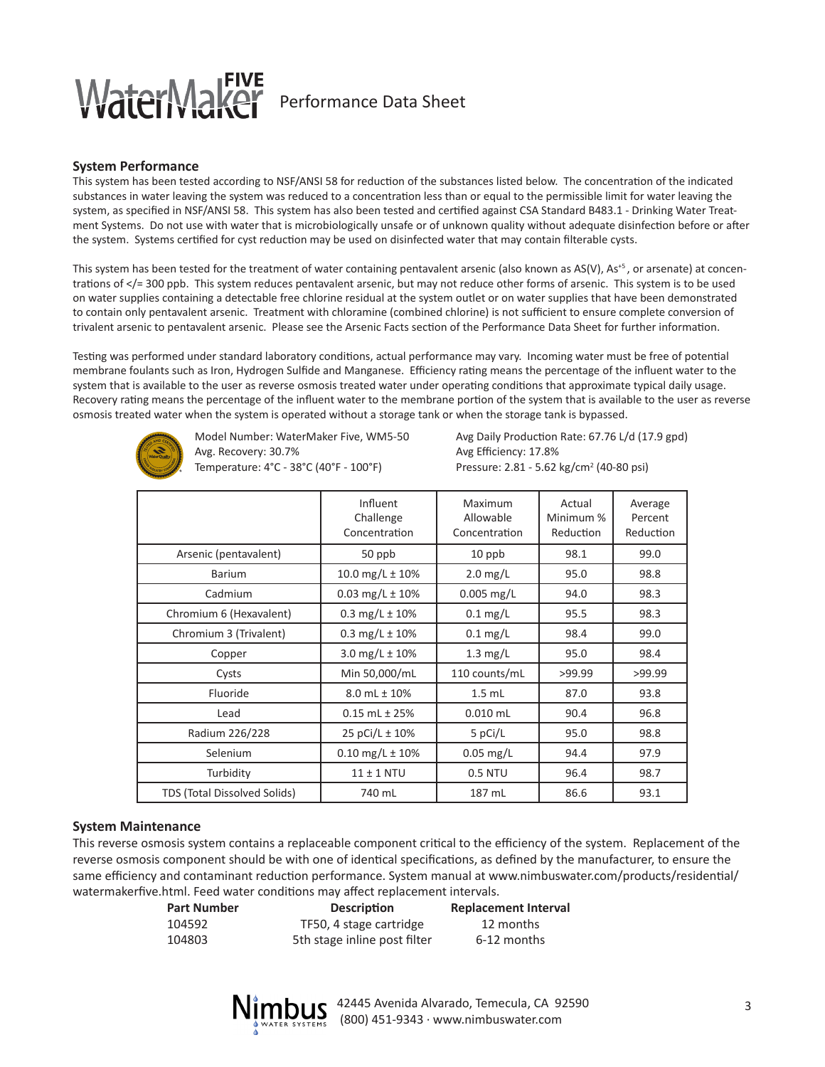# WaterMaker FIVE Performance Data Sheet

### System Performance

This system has been tested according to NSF/ANSI 58 for reduction of the substances listed below. The concentration of the indicated substances in water leaving the system was reduced to a concentration less than or equal to the permissible limit for water leaving the system, as specified in NSF/ANSI 58. This system has also been tested and certified against CSA Standard B483.1 - Drinking Water Treatment Systems. Do not use with water that is microbiologically unsafe or of unknown quality without adequate disinfection before or after the system. Systems certified for cyst reduction may be used on disinfected water that may contain filterable cysts.

This system has been tested for the treatment of water containing pentavalent arsenic (also known as AS(V), $As^{+5}$, or arsenate) at concentrations of </= 300 ppb. This system reduces pentavalent arsenic, but may not reduce other forms of arsenic. This system is to be used on water supplies containing a detectable free chlorine residual at the system outlet or on water supplies that have been demonstrated to contain only pentavalent arsenic. Treatment with chloramine (combined chlorine) is not sufficient to ensure complete conversion of trivalent arsenic to pentavalent arsenic. Please see the Arsenic Facts section of the Performance Data Sheet for further information.

Testing was performed under standard laboratory conditions, actual performance may vary. Incoming water must be free of potential membrane foulants such as Iron, Hydrogen Sulfide and Manganese. Efficiency rating means the percentage of the influent water to the system that is available to the user as reverse osmosis treated water under operating conditions that approximate typical daily usage. Recovery rating means the percentage of the influent water to the membrane portion of the system that is available to the user as reverse osmosis treated water when the system is operated without a storage tank or when the storage tank is bypassed.

Model Number: WaterMaker Five, WM5-50
Avg. Recovery: 30.7%
Temperature: 4°C - 38°C (40°F - 100°F)

Avg Daily Production Rate: 67.76 L/d (17.9 gpd)
Avg Efficiency: 17.8%
Pressure: 2.81 - 5.62 kg/cm² (40-80 psi)

| | Influent Challenge Concentration | Maximum Allowable Concentration | Actual Minimum % Reduction | Average Percent Reduction |
|---|---|---|---|---|
| Arsenic (pentavalent) | 50 ppb | 10 ppb | 98.1 | 99.0 |
| Barium | 10.0 mg/L ± 10% | 2.0 mg/L | 95.0 | 98.8 |
| Cadmium | 0.03 mg/L ± 10% | 0.005 mg/L | 94.0 | 98.3 |
| Chromium 6 (Hexavalent) | 0.3 mg/L ± 10% | 0.1 mg/L | 95.5 | 98.3 |
| Chromium 3 (Trivalent) | 0.3 mg/L ± 10% | 0.1 mg/L | 98.4 | 99.0 |
| Copper | 3.0 mg/L ± 10% | 1.3 mg/L | 95.0 | 98.4 |
| Cysts | Min 50,000/mL | 110 counts/mL | >99.99 | >99.99 |
| Fluoride | 8.0 mL ± 10% | 1.5 mL | 87.0 | 93.8 |
| Lead | 0.15 mL ± 25% | 0.010 mL | 90.4 | 96.8 |
| Radium 226/228 | 25 pCi/L ± 10% | 5 pCi/L | 95.0 | 98.8 |
| Selenium | 0.10 mg/L ± 10% | 0.05 mg/L | 94.4 | 97.9 |
| Turbidity | 11 ± 1 NTU | 0.5 NTU | 96.4 | 98.7 |
| TDS (Total Dissolved Solids) | 740 mL | 187 mL | 86.6 | 93.1 |

### System Maintenance

This reverse osmosis system contains a replaceable component critical to the efficiency of the system. Replacement of the reverse osmosis component should be with one of identical specifications, as defined by the manufacturer, to ensure the same efficiency and contaminant reduction performance. System manual at www.nimbuswater.com/products/residential/watermakerfive.html. Feed water conditions may affect replacement intervals.

| Part Number | Description | Replacement Interval |
|---|---|---|
| 104592 | TF50, 4 stage cartridge | 12 months |
| 104803 | 5th stage inline post filter | 6-12 months |

Nimbus Water Systems
42445 Avenida Alvarado, Temecula, CA 92590
(800) 451-9343 · www.nimbuswater.com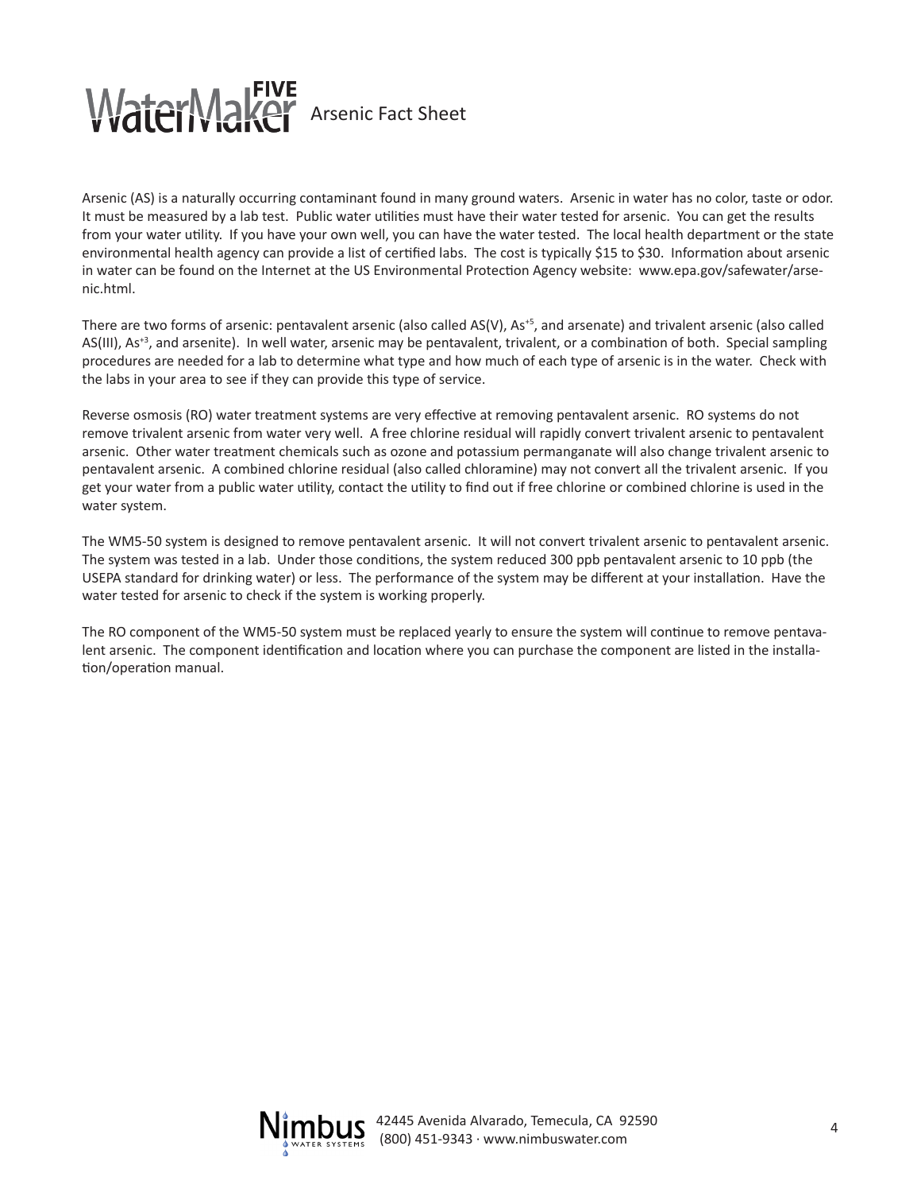# WaterMaker FIVE Arsenic Fact Sheet

Arsenic (AS) is a naturally occurring contaminant found in many ground waters. Arsenic in water has no color, taste or odor. It must be measured by a lab test. Public water utilities must have their water tested for arsenic. You can get the results from your water utility. If you have your own well, you can have the water tested. The local health department or the state environmental health agency can provide a list of certified labs. The cost is typically $15 to $30. Information about arsenic in water can be found on the Internet at the US Environmental Protection Agency website: www.epa.gov/safewater/arsenic.html.

There are two forms of arsenic: pentavalent arsenic (also called AS(V), $As^{+5}$, and arsenate) and trivalent arsenic (also called AS(III), $As^{+3}$, and arsenite). In well water, arsenic may be pentavalent, trivalent, or a combination of both. Special sampling procedures are needed for a lab to determine what type and how much of each type of arsenic is in the water. Check with the labs in your area to see if they can provide this type of service.

Reverse osmosis (RO) water treatment systems are very effective at removing pentavalent arsenic. RO systems do not remove trivalent arsenic from water very well. A free chlorine residual will rapidly convert trivalent arsenic to pentavalent arsenic. Other water treatment chemicals such as ozone and potassium permanganate will also change trivalent arsenic to pentavalent arsenic. A combined chlorine residual (also called chloramine) may not convert all the trivalent arsenic. If you get your water from a public water utility, contact the utility to find out if free chlorine or combined chlorine is used in the water system.

The WM5-50 system is designed to remove pentavalent arsenic. It will not convert trivalent arsenic to pentavalent arsenic. The system was tested in a lab. Under those conditions, the system reduced 300 ppb pentavalent arsenic to 10 ppb (the USEPA standard for drinking water) or less. The performance of the system may be different at your installation. Have the water tested for arsenic to check if the system is working properly.

The RO component of the WM5-50 system must be replaced yearly to ensure the system will continue to remove pentavalent arsenic. The component identification and location where you can purchase the component are listed in the installation/operation manual.

Nimbus Water Systems 42445 Avenida Alvarado, Temecula, CA 92590
(800) 451-9343 · www.nimbuswater.com